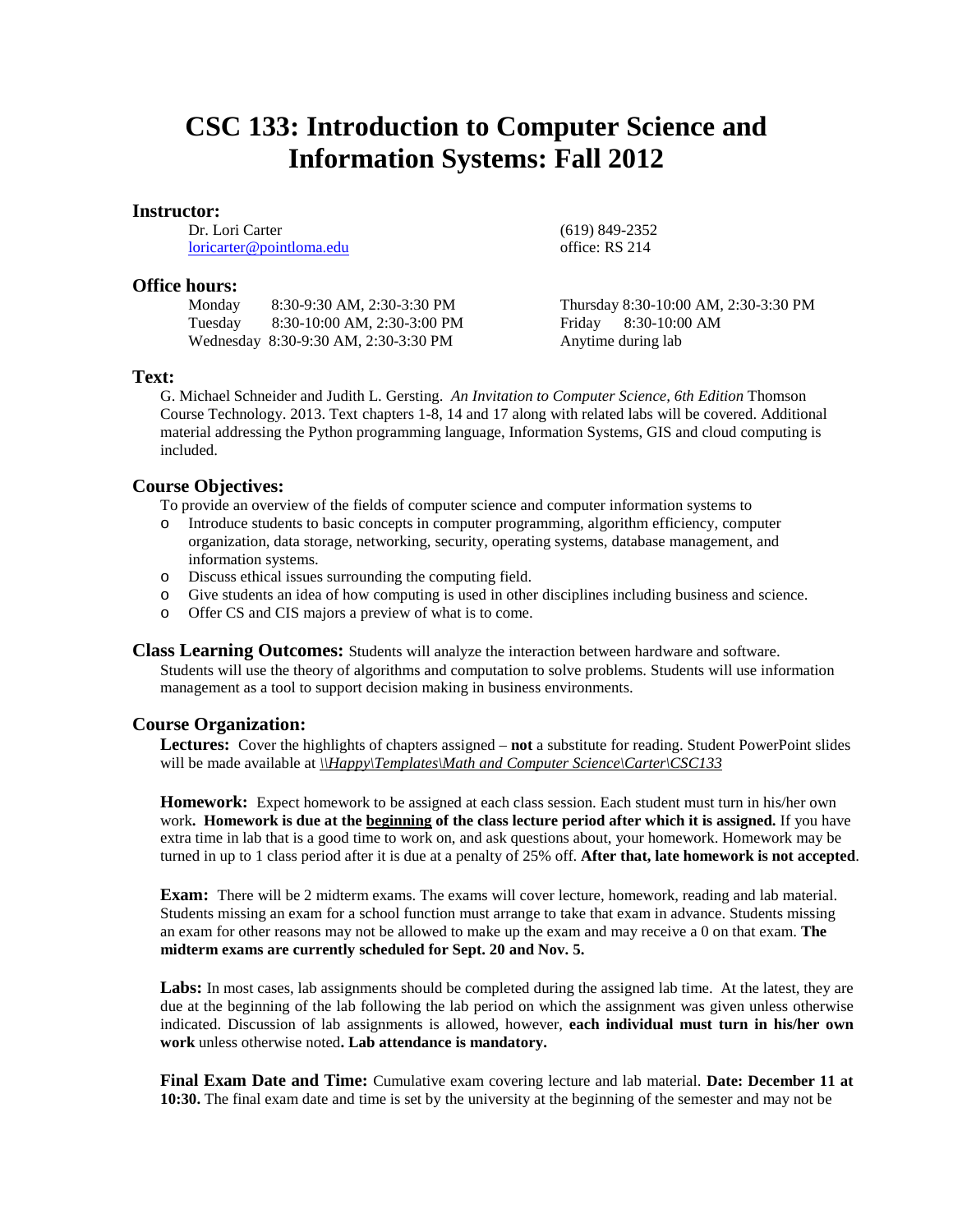# CSC 133: Introduction to Computer Science and Information Systems: Fall 2012

## Instructor:

Dr. Lori Carter
loricarter@pointloma.edu

(619) 849-2352
office: RS 214

## Office hours:

Monday 8:30-9:30 AM, 2:30-3:30 PM
Tuesday 8:30-10:00 AM, 2:30-3:00 PM
Wednesday 8:30-9:30 AM, 2:30-3:30 PM
Thursday 8:30-10:00 AM, 2:30-3:30 PM
Friday 8:30-10:00 AM
Anytime during lab

## Text:

G. Michael Schneider and Judith L. Gersting. *An Invitation to Computer Science, 6th Edition* Thomson Course Technology. 2013. Text chapters 1-8, 14 and 17 along with related labs will be covered. Additional material addressing the Python programming language, Information Systems, GIS and cloud computing is included.

## Course Objectives:

To provide an overview of the fields of computer science and computer information systems to

- Introduce students to basic concepts in computer programming, algorithm efficiency, computer organization, data storage, networking, security, operating systems, database management, and information systems.
- Discuss ethical issues surrounding the computing field.
- Give students an idea of how computing is used in other disciplines including business and science.
- Offer CS and CIS majors a preview of what is to come.

**Class Learning Outcomes:** Students will analyze the interaction between hardware and software. Students will use the theory of algorithms and computation to solve problems. Students will use information management as a tool to support decision making in business environments.

## Course Organization:

**Lectures:** Cover the highlights of chapters assigned – **not** a substitute for reading. Student PowerPoint slides will be made available at *\\Happy\Templates\Math and Computer Science\Carter\CSC133*

**Homework:** Expect homework to be assigned at each class session. Each student must turn in his/her own work**. Homework is due at the beginning of the class lecture period after which it is assigned.** If you have extra time in lab that is a good time to work on, and ask questions about, your homework. Homework may be turned in up to 1 class period after it is due at a penalty of 25% off. **After that, late homework is not accepted**.

**Exam:** There will be 2 midterm exams. The exams will cover lecture, homework, reading and lab material. Students missing an exam for a school function must arrange to take that exam in advance. Students missing an exam for other reasons may not be allowed to make up the exam and may receive a 0 on that exam. **The midterm exams are currently scheduled for Sept. 20 and Nov. 5.**

**Labs:** In most cases, lab assignments should be completed during the assigned lab time. At the latest, they are due at the beginning of the lab following the lab period on which the assignment was given unless otherwise indicated. Discussion of lab assignments is allowed, however, **each individual must turn in his/her own work** unless otherwise noted**. Lab attendance is mandatory.**

**Final Exam Date and Time:** Cumulative exam covering lecture and lab material. **Date: December 11 at 10:30.** The final exam date and time is set by the university at the beginning of the semester and may not be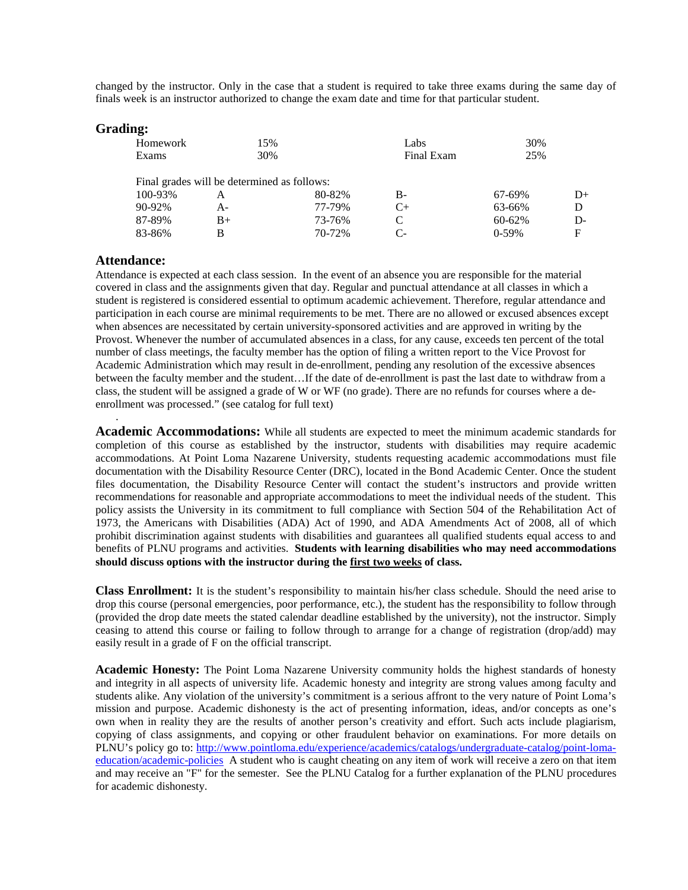changed by the instructor. Only in the case that a student is required to take three exams during the same day of finals week is an instructor authorized to change the exam date and time for that particular student.

## Grading:

| | | | |
|---|---|---|---|
| Homework | 15% | Labs | 30% |
| Exams | 30% | Final Exam | 25% |

Final grades will be determined as follows:

| | | | | | |
|---|---|---|---|---|---|
| 100-93% | A | 80-82% | B- | 67-69% | D+ |
| 90-92% | A- | 77-79% | C+ | 63-66% | D |
| 87-89% | B+ | 73-76% | C | 60-62% | D- |
| 83-86% | B | 70-72% | C- | 0-59% | F |

## Attendance:

Attendance is expected at each class session. In the event of an absence you are responsible for the material covered in class and the assignments given that day. Regular and punctual attendance at all classes in which a student is registered is considered essential to optimum academic achievement. Therefore, regular attendance and participation in each course are minimal requirements to be met. There are no allowed or excused absences except when absences are necessitated by certain university-sponsored activities and are approved in writing by the Provost. Whenever the number of accumulated absences in a class, for any cause, exceeds ten percent of the total number of class meetings, the faculty member has the option of filing a written report to the Vice Provost for Academic Administration which may result in de-enrollment, pending any resolution of the excessive absences between the faculty member and the student…If the date of de-enrollment is past the last date to withdraw from a class, the student will be assigned a grade of W or WF (no grade). There are no refunds for courses where a de-enrollment was processed." (see catalog for full text)

**Academic Accommodations:** While all students are expected to meet the minimum academic standards for completion of this course as established by the instructor, students with disabilities may require academic accommodations. At Point Loma Nazarene University, students requesting academic accommodations must file documentation with the Disability Resource Center (DRC), located in the Bond Academic Center. Once the student files documentation, the Disability Resource Center will contact the student's instructors and provide written recommendations for reasonable and appropriate accommodations to meet the individual needs of the student. This policy assists the University in its commitment to full compliance with Section 504 of the Rehabilitation Act of 1973, the Americans with Disabilities (ADA) Act of 1990, and ADA Amendments Act of 2008, all of which prohibit discrimination against students with disabilities and guarantees all qualified students equal access to and benefits of PLNU programs and activities. **Students with learning disabilities who may need accommodations should discuss options with the instructor during the first two weeks of class.**

**Class Enrollment:** It is the student's responsibility to maintain his/her class schedule. Should the need arise to drop this course (personal emergencies, poor performance, etc.), the student has the responsibility to follow through (provided the drop date meets the stated calendar deadline established by the university), not the instructor. Simply ceasing to attend this course or failing to follow through to arrange for a change of registration (drop/add) may easily result in a grade of F on the official transcript.

**Academic Honesty:** The Point Loma Nazarene University community holds the highest standards of honesty and integrity in all aspects of university life. Academic honesty and integrity are strong values among faculty and students alike. Any violation of the university's commitment is a serious affront to the very nature of Point Loma's mission and purpose. Academic dishonesty is the act of presenting information, ideas, and/or concepts as one's own when in reality they are the results of another person's creativity and effort. Such acts include plagiarism, copying of class assignments, and copying or other fraudulent behavior on examinations. For more details on PLNU's policy go to: http://www.pointloma.edu/experience/academics/catalogs/undergraduate-catalog/point-loma-education/academic-policies A student who is caught cheating on any item of work will receive a zero on that item and may receive an "F" for the semester. See the PLNU Catalog for a further explanation of the PLNU procedures for academic dishonesty.